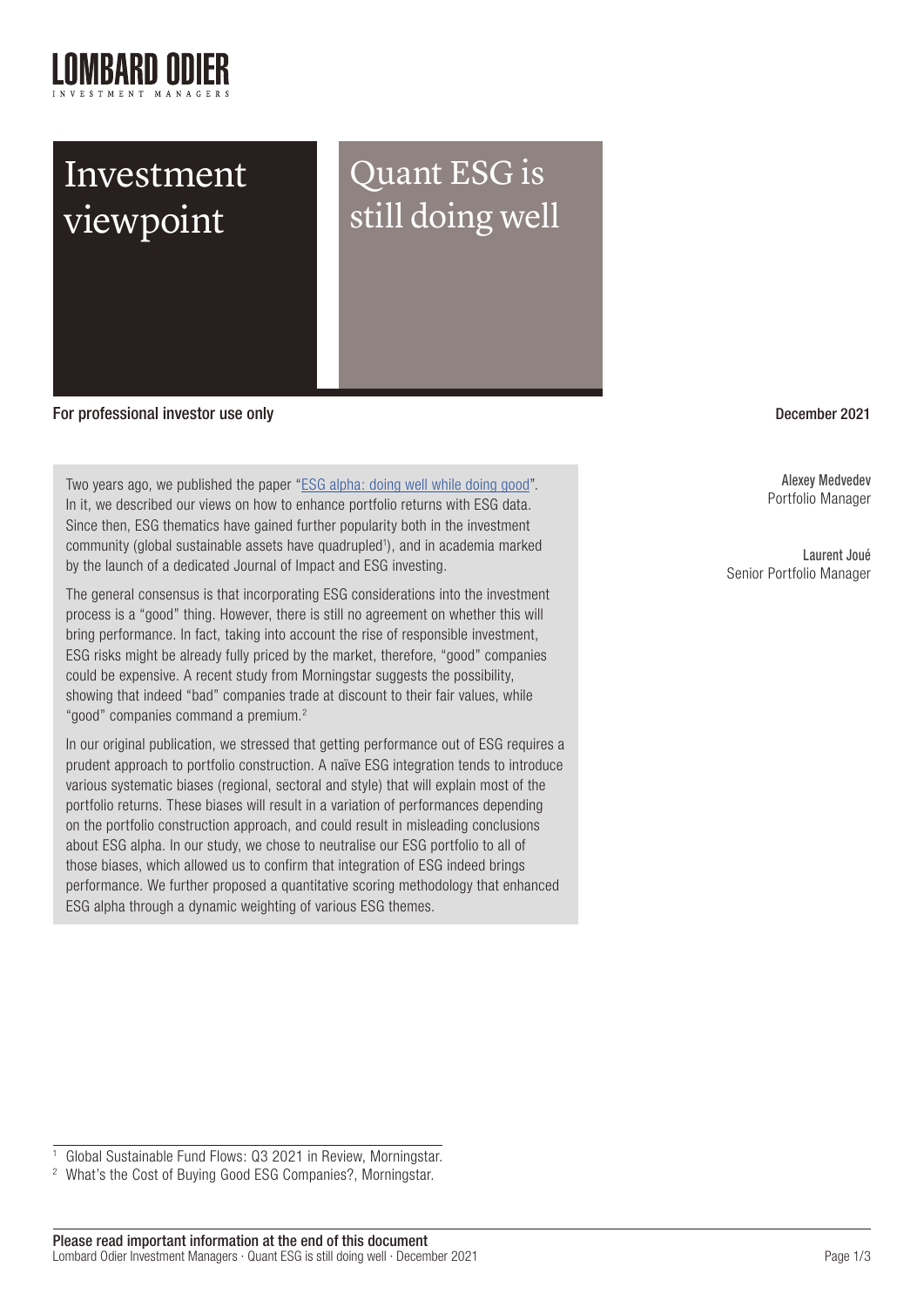# Investment viewpoint

# Quant ESG is still doing well

**For professional investor use only**

**December 2021**

**Alexey Medvedev**
Portfolio Manager

**Laurent Joué**
Senior Portfolio Manager

Two years ago, we published the paper "ESG alpha: doing well while doing good". In it, we described our views on how to enhance portfolio returns with ESG data. Since then, ESG thematics have gained further popularity both in the investment community (global sustainable assets have quadrupled[1]), and in academia marked by the launch of a dedicated Journal of Impact and ESG investing.

The general consensus is that incorporating ESG considerations into the investment process is a "good" thing. However, there is still no agreement on whether this will bring performance. In fact, taking into account the rise of responsible investment, ESG risks might be already fully priced by the market, therefore, "good" companies could be expensive. A recent study from Morningstar suggests the possibility, showing that indeed "bad" companies trade at discount to their fair values, while "good" companies command a premium.[2]

In our original publication, we stressed that getting performance out of ESG requires a prudent approach to portfolio construction. A naïve ESG integration tends to introduce various systematic biases (regional, sectoral and style) that will explain most of the portfolio returns. These biases will result in a variation of performances depending on the portfolio construction approach, and could result in misleading conclusions about ESG alpha. In our study, we chose to neutralise our ESG portfolio to all of those biases, which allowed us to confirm that integration of ESG indeed brings performance. We further proposed a quantitative scoring methodology that enhanced ESG alpha through a dynamic weighting of various ESG themes.

[1] Global Sustainable Fund Flows: Q3 2021 in Review, Morningstar.

[2] What's the Cost of Buying Good ESG Companies?, Morningstar.

**Please read important information at the end of this document**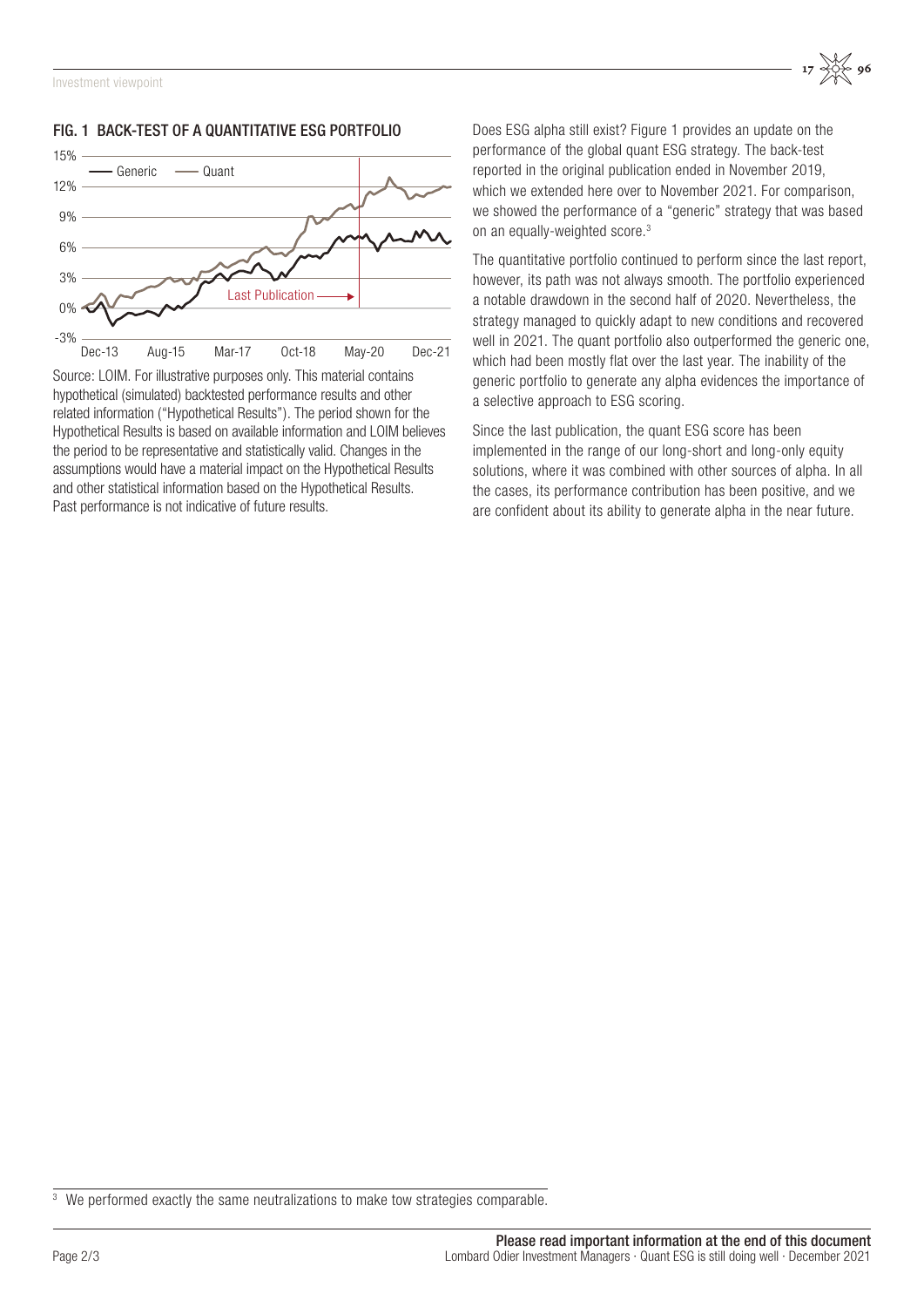### FIG. 1 BACK-TEST OF A QUANTITATIVE ESG PORTFOLIO

Source: LOIM. For illustrative purposes only. This material contains hypothetical (simulated) backtested performance results and other related information ("Hypothetical Results"). The period shown for the Hypothetical Results is based on available information and LOIM believes the period to be representative and statistically valid. Changes in the assumptions would have a material impact on the Hypothetical Results and other statistical information based on the Hypothetical Results. Past performance is not indicative of future results.

Does ESG alpha still exist? Figure 1 provides an update on the performance of the global quant ESG strategy. The back-test reported in the original publication ended in November 2019, which we extended here over to November 2021. For comparison, we showed the performance of a "generic" strategy that was based on an equally-weighted score.[3]

The quantitative portfolio continued to perform since the last report, however, its path was not always smooth. The portfolio experienced a notable drawdown in the second half of 2020. Nevertheless, the strategy managed to quickly adapt to new conditions and recovered well in 2021. The quant portfolio also outperformed the generic one, which had been mostly flat over the last year. The inability of the generic portfolio to generate any alpha evidences the importance of a selective approach to ESG scoring.

Since the last publication, the quant ESG score has been implemented in the range of our long-short and long-only equity solutions, where it was combined with other sources of alpha. In all the cases, its performance contribution has been positive, and we are confident about its ability to generate alpha in the near future.

---

[3] We performed exactly the same neutralizations to make tow strategies comparable.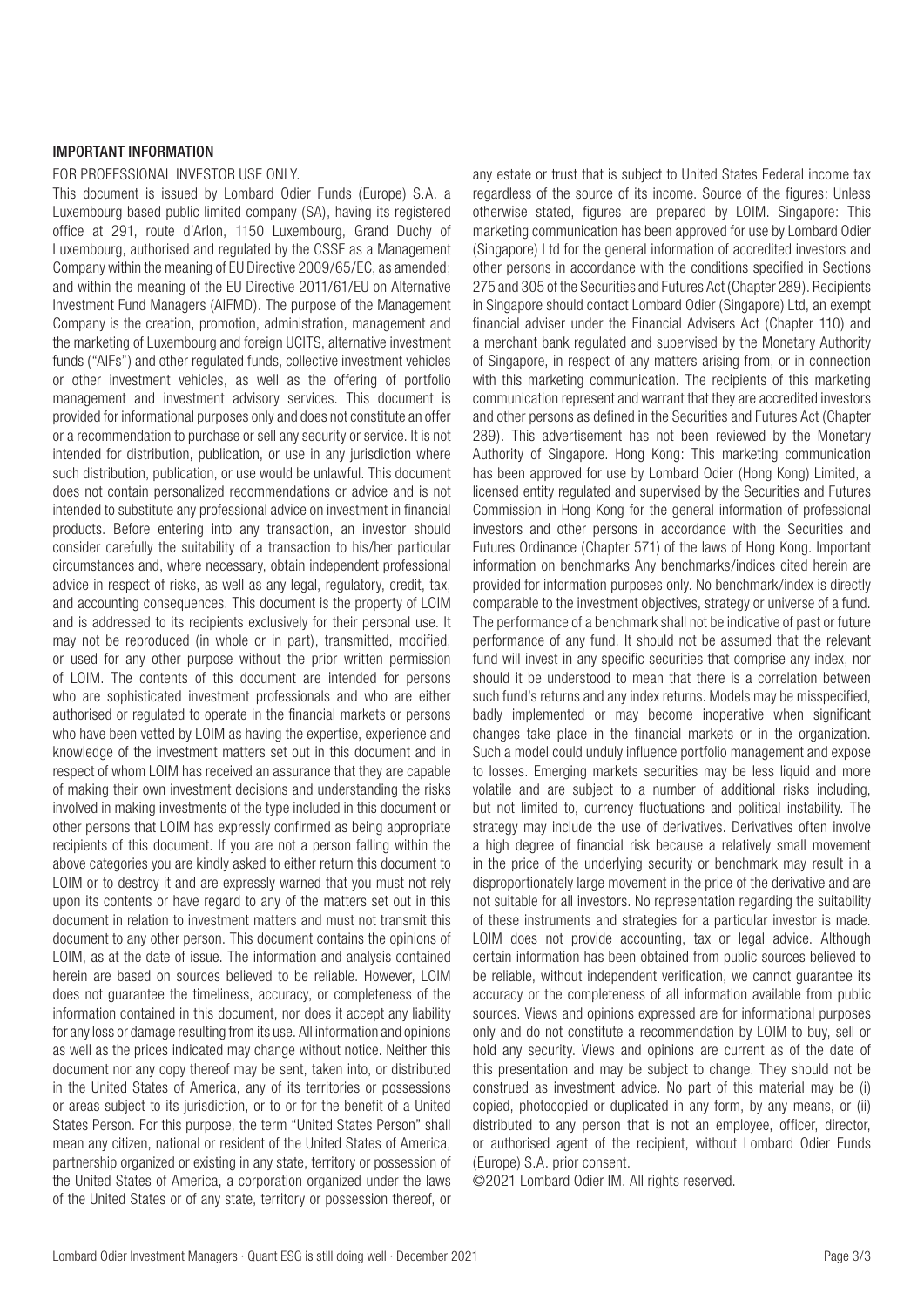## IMPORTANT INFORMATION

FOR PROFESSIONAL INVESTOR USE ONLY.

This document is issued by Lombard Odier Funds (Europe) S.A. a Luxembourg based public limited company (SA), having its registered office at 291, route d'Arlon, 1150 Luxembourg, Grand Duchy of Luxembourg, authorised and regulated by the CSSF as a Management Company within the meaning of EU Directive 2009/65/EC, as amended; and within the meaning of the EU Directive 2011/61/EU on Alternative Investment Fund Managers (AIFMD). The purpose of the Management Company is the creation, promotion, administration, management and the marketing of Luxembourg and foreign UCITS, alternative investment funds ("AIFs") and other regulated funds, collective investment vehicles or other investment vehicles, as well as the offering of portfolio management and investment advisory services. This document is provided for informational purposes only and does not constitute an offer or a recommendation to purchase or sell any security or service. It is not intended for distribution, publication, or use in any jurisdiction where such distribution, publication, or use would be unlawful. This document does not contain personalized recommendations or advice and is not intended to substitute any professional advice on investment in financial products. Before entering into any transaction, an investor should consider carefully the suitability of a transaction to his/her particular circumstances and, where necessary, obtain independent professional advice in respect of risks, as well as any legal, regulatory, credit, tax, and accounting consequences. This document is the property of LOIM and is addressed to its recipients exclusively for their personal use. It may not be reproduced (in whole or in part), transmitted, modified, or used for any other purpose without the prior written permission of LOIM. The contents of this document are intended for persons who are sophisticated investment professionals and who are either authorised or regulated to operate in the financial markets or persons who have been vetted by LOIM as having the expertise, experience and knowledge of the investment matters set out in this document and in respect of whom LOIM has received an assurance that they are capable of making their own investment decisions and understanding the risks involved in making investments of the type included in this document or other persons that LOIM has expressly confirmed as being appropriate recipients of this document. If you are not a person falling within the above categories you are kindly asked to either return this document to LOIM or to destroy it and are expressly warned that you must not rely upon its contents or have regard to any of the matters set out in this document in relation to investment matters and must not transmit this document to any other person. This document contains the opinions of LOIM, as at the date of issue. The information and analysis contained herein are based on sources believed to be reliable. However, LOIM does not guarantee the timeliness, accuracy, or completeness of the information contained in this document, nor does it accept any liability for any loss or damage resulting from its use. All information and opinions as well as the prices indicated may change without notice. Neither this document nor any copy thereof may be sent, taken into, or distributed in the United States of America, any of its territories or possessions or areas subject to its jurisdiction, or to or for the benefit of a United States Person. For this purpose, the term "United States Person" shall mean any citizen, national or resident of the United States of America, partnership organized or existing in any state, territory or possession of the United States of America, a corporation organized under the laws of the United States or of any state, territory or possession thereof, or any estate or trust that is subject to United States Federal income tax regardless of the source of its income. Source of the figures: Unless otherwise stated, figures are prepared by LOIM. Singapore: This marketing communication has been approved for use by Lombard Odier (Singapore) Ltd for the general information of accredited investors and other persons in accordance with the conditions specified in Sections 275 and 305 of the Securities and Futures Act (Chapter 289). Recipients in Singapore should contact Lombard Odier (Singapore) Ltd, an exempt financial adviser under the Financial Advisers Act (Chapter 110) and a merchant bank regulated and supervised by the Monetary Authority of Singapore, in respect of any matters arising from, or in connection with this marketing communication. The recipients of this marketing communication represent and warrant that they are accredited investors and other persons as defined in the Securities and Futures Act (Chapter 289). This advertisement has not been reviewed by the Monetary Authority of Singapore. Hong Kong: This marketing communication has been approved for use by Lombard Odier (Hong Kong) Limited, a licensed entity regulated and supervised by the Securities and Futures Commission in Hong Kong for the general information of professional investors and other persons in accordance with the Securities and Futures Ordinance (Chapter 571) of the laws of Hong Kong. Important information on benchmarks Any benchmarks/indices cited herein are provided for information purposes only. No benchmark/index is directly comparable to the investment objectives, strategy or universe of a fund. The performance of a benchmark shall not be indicative of past or future performance of any fund. It should not be assumed that the relevant fund will invest in any specific securities that comprise any index, nor should it be understood to mean that there is a correlation between such fund's returns and any index returns. Models may be misspecified, badly implemented or may become inoperative when significant changes take place in the financial markets or in the organization. Such a model could unduly influence portfolio management and expose to losses. Emerging markets securities may be less liquid and more volatile and are subject to a number of additional risks including, but not limited to, currency fluctuations and political instability. The strategy may include the use of derivatives. Derivatives often involve a high degree of financial risk because a relatively small movement in the price of the underlying security or benchmark may result in a disproportionately large movement in the price of the derivative and are not suitable for all investors. No representation regarding the suitability of these instruments and strategies for a particular investor is made. LOIM does not provide accounting, tax or legal advice. Although certain information has been obtained from public sources believed to be reliable, without independent verification, we cannot guarantee its accuracy or the completeness of all information available from public sources. Views and opinions expressed are for informational purposes only and do not constitute a recommendation by LOIM to buy, sell or hold any security. Views and opinions are current as of the date of this presentation and may be subject to change. They should not be construed as investment advice. No part of this material may be (i) copied, photocopied or duplicated in any form, by any means, or (ii) distributed to any person that is not an employee, officer, director, or authorised agent of the recipient, without Lombard Odier Funds (Europe) S.A. prior consent.

©2021 Lombard Odier IM. All rights reserved.